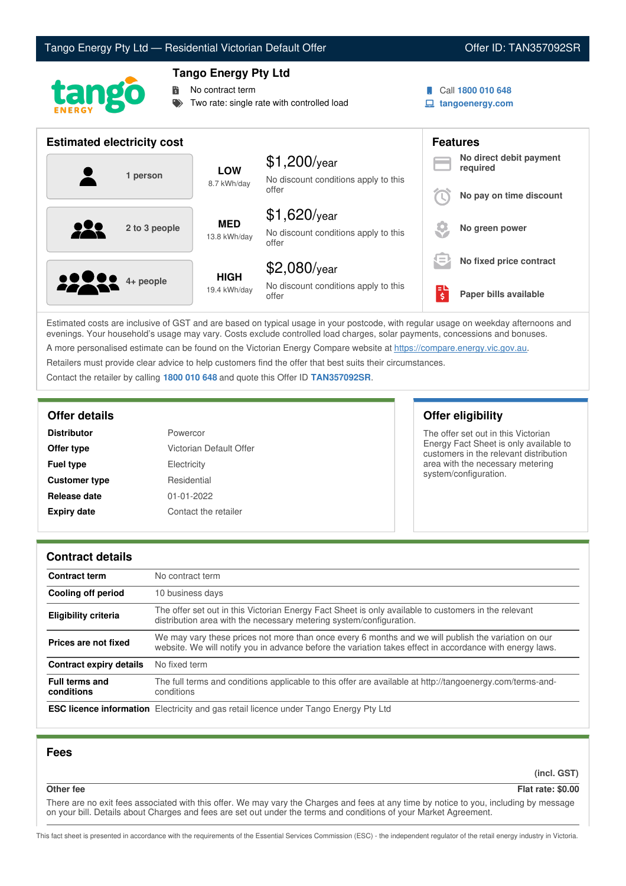Tango Energy Pty Ltd — Residential Victorian Default Offer | Offer ID: TAN357092SR

# Tango Energy Pty Ltd

- No contract term
- Two rate: single rate with controlled load

Call **1800 010 648**
**tangoenergy.com**

## Estimated electricity cost

| Household | Usage | Cost |
|---|---|---|
| 1 person | **LOW** 8.7 kWh/day | $1,200/year — No discount conditions apply to this offer |
| 2 to 3 people | **MED** 13.8 kWh/day | $1,620/year — No discount conditions apply to this offer |
| 4+ people | **HIGH** 19.4 kWh/day | $2,080/year — No discount conditions apply to this offer |

## Features

- **No direct debit payment required**
- **No pay on time discount**
- **No green power**
- **No fixed price contract**
- **Paper bills available**

Estimated costs are inclusive of GST and are based on typical usage in your postcode, with regular usage on weekday afternoons and evenings. Your household's usage may vary. Costs exclude controlled load charges, solar payments, concessions and bonuses.

A more personalised estimate can be found on the Victorian Energy Compare website at https://compare.energy.vic.gov.au.

Retailers must provide clear advice to help customers find the offer that best suits their circumstances.

Contact the retailer by calling **1800 010 648** and quote this Offer ID **TAN357092SR**.

## Offer details

| | |
|---|---|
| **Distributor** | Powercor |
| **Offer type** | Victorian Default Offer |
| **Fuel type** | Electricity |
| **Customer type** | Residential |
| **Release date** | 01-01-2022 |
| **Expiry date** | Contact the retailer |

## Offer eligibility

The offer set out in this Victorian Energy Fact Sheet is only available to customers in the relevant distribution area with the necessary metering system/configuration.

## Contract details

| | |
|---|---|
| **Contract term** | No contract term |
| **Cooling off period** | 10 business days |
| **Eligibility criteria** | The offer set out in this Victorian Energy Fact Sheet is only available to customers in the relevant distribution area with the necessary metering system/configuration. |
| **Prices are not fixed** | We may vary these prices not more than once every 6 months and we will publish the variation on our website. We will notify you in advance before the variation takes effect in accordance with energy laws. |
| **Contract expiry details** | No fixed term |
| **Full terms and conditions** | The full terms and conditions applicable to this offer are available at http://tangoenergy.com/terms-and-conditions |
| **ESC licence information** | Electricity and gas retail licence under Tango Energy Pty Ltd |

## Fees

| | (incl. GST) |
|---|---|
| **Other fee** | **Flat rate: $0.00** |

There are no exit fees associated with this offer. We may vary the Charges and fees at any time by notice to you, including by message on your bill. Details about Charges and fees are set out under the terms and conditions of your Market Agreement.

This fact sheet is presented in accordance with the requirements of the Essential Services Commission (ESC) - the independent regulator of the retail energy industry in Victoria.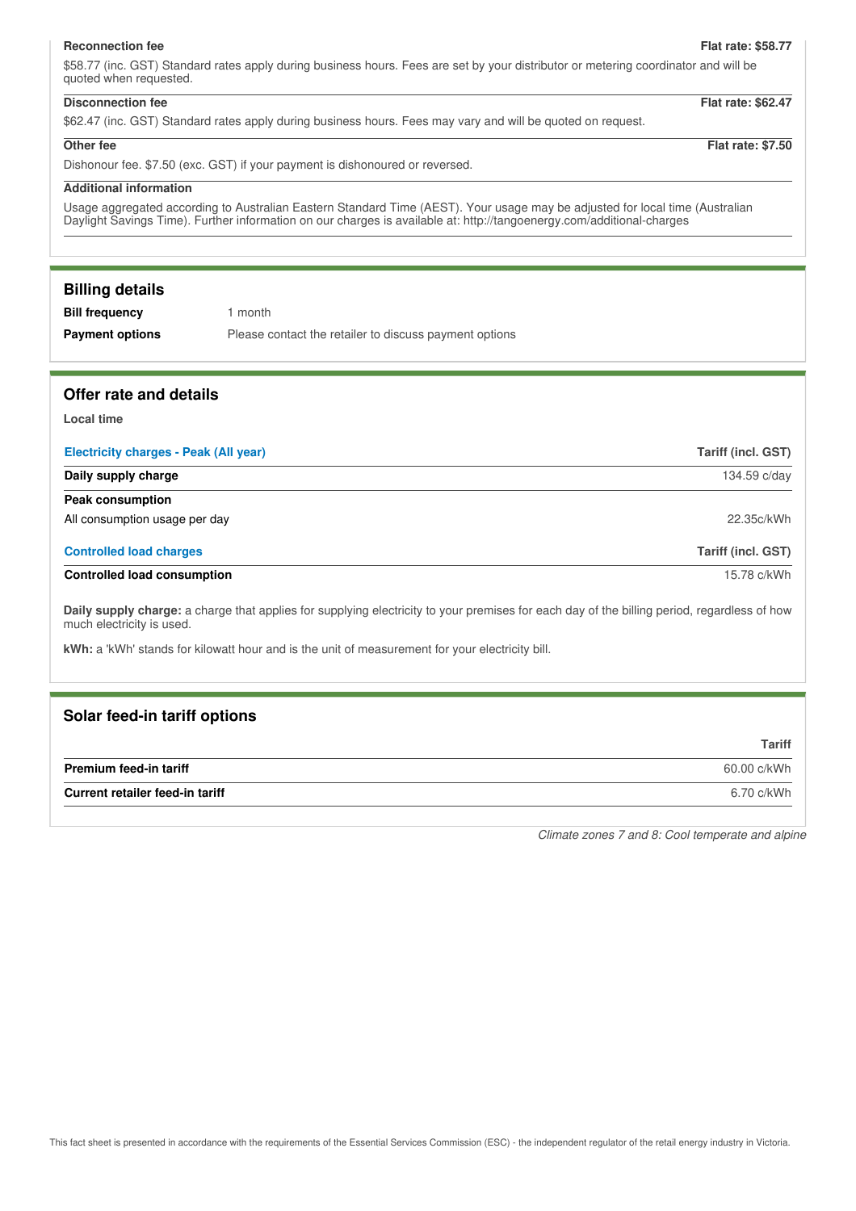**Reconnection fee** — **Flat rate: $58.77**

$58.77 (inc. GST) Standard rates apply during business hours. Fees are set by your distributor or metering coordinator and will be quoted when requested.

**Disconnection fee** — **Flat rate: $62.47**

$62.47 (inc. GST) Standard rates apply during business hours. Fees may vary and will be quoted on request.

**Other fee** — **Flat rate: $7.50**

Dishonour fee. $7.50 (exc. GST) if your payment is dishonoured or reversed.

**Additional information**

Usage aggregated according to Australian Eastern Standard Time (AEST). Your usage may be adjusted for local time (Australian Daylight Savings Time). Further information on our charges is available at: http://tangoenergy.com/additional-charges

## Billing details

| | |
|---|---|
| **Bill frequency** | 1 month |
| **Payment options** | Please contact the retailer to discuss payment options |

## Offer rate and details

**Local time**

| Electricity charges - Peak (All year) | Tariff (incl. GST) |
|---|---|
| **Daily supply charge** | 134.59 c/day |
| **Peak consumption** | |
| All consumption usage per day | 22.35c/kWh |

| Controlled load charges | Tariff (incl. GST) |
|---|---|
| **Controlled load consumption** | 15.78 c/kWh |

**Daily supply charge:** a charge that applies for supplying electricity to your premises for each day of the billing period, regardless of how much electricity is used.

**kWh:** a 'kWh' stands for kilowatt hour and is the unit of measurement for your electricity bill.

## Solar feed-in tariff options

| | Tariff |
|---|---|
| **Premium feed-in tariff** | 60.00 c/kWh |
| **Current retailer feed-in tariff** | 6.70 c/kWh |

*Climate zones 7 and 8: Cool temperate and alpine*

This fact sheet is presented in accordance with the requirements of the Essential Services Commission (ESC) - the independent regulator of the retail energy industry in Victoria.